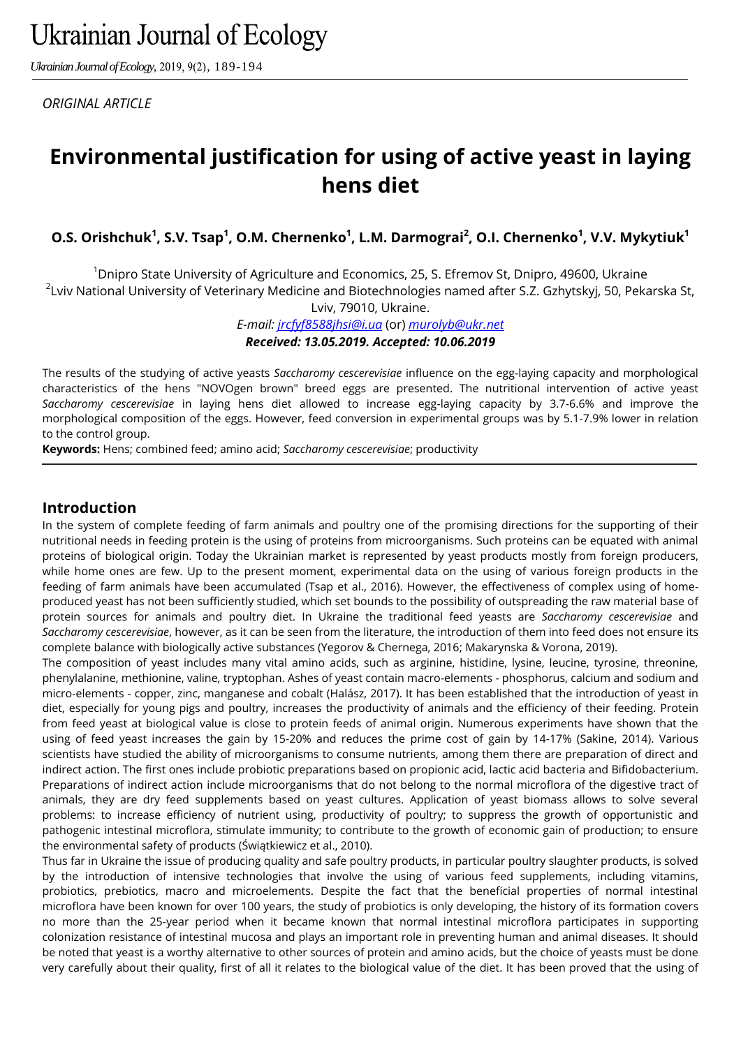ORIGINAL ARTICLE

# Environmental justification for using of active yeast in laying hens diet

**O.S. Orishchuk[1], S.V. Tsap[1], O.M. Chernenko[1], L.M. Darmograi[2], O.I. Chernenko[1], V.V. Mykytiuk[1]**

[1]Dnipro State University of Agriculture and Economics, 25, S. Efremov St, Dnipro, 49600, Ukraine
[2]Lviv National University of Veterinary Medicine and Biotechnologies named after S.Z. Gzhytskyj, 50, Pekarska St, Lviv, 79010, Ukraine.

*E-mail: jrcfyf8588jhsi@i.ua* (or) *murolyb@ukr.net*

***Received: 13.05.2019. Accepted: 10.06.2019***

The results of the studying of active yeasts *Saccharomy cescerevisiae* influence on the egg-laying capacity and morphological characteristics of the hens "NOVOgen brown" breed eggs are presented. The nutritional intervention of active yeast *Saccharomy cescerevisiae* in laying hens diet allowed to increase egg-laying capacity by 3.7-6.6% and improve the morphological composition of the eggs. However, feed conversion in experimental groups was by 5.1-7.9% lower in relation to the control group.

**Keywords:** Hens; combined feed; amino acid; *Saccharomy cescerevisiae*; productivity

## Introduction

In the system of complete feeding of farm animals and poultry one of the promising directions for the supporting of their nutritional needs in feeding protein is the using of proteins from microorganisms. Such proteins can be equated with animal proteins of biological origin. Today the Ukrainian market is represented by yeast products mostly from foreign producers, while home ones are few. Up to the present moment, experimental data on the using of various foreign products in the feeding of farm animals have been accumulated (Tsap et al., 2016). However, the effectiveness of complex using of home-produced yeast has not been sufficiently studied, which set bounds to the possibility of outspreading the raw material base of protein sources for animals and poultry diet. In Ukraine the traditional feed yeasts are *Saccharomy cescerevisiae* and *Saccharomy cescerevisiae*, however, as it can be seen from the literature, the introduction of them into feed does not ensure its complete balance with biologically active substances (Yegorov & Chernega, 2016; Makarynska & Vorona, 2019).

The composition of yeast includes many vital amino acids, such as arginine, histidine, lysine, leucine, tyrosine, threonine, phenylalanine, methionine, valine, tryptophan. Ashes of yeast contain macro-elements - phosphorus, calcium and sodium and micro-elements - copper, zinc, manganese and cobalt (Halász, 2017). It has been established that the introduction of yeast in diet, especially for young pigs and poultry, increases the productivity of animals and the efficiency of their feeding. Protein from feed yeast at biological value is close to protein feeds of animal origin. Numerous experiments have shown that the using of feed yeast increases the gain by 15-20% and reduces the prime cost of gain by 14-17% (Sakine, 2014). Various scientists have studied the ability of microorganisms to consume nutrients, among them there are preparation of direct and indirect action. The first ones include probiotic preparations based on propionic acid, lactic acid bacteria and Bifidobacterium. Preparations of indirect action include microorganisms that do not belong to the normal microflora of the digestive tract of animals, they are dry feed supplements based on yeast cultures. Application of yeast biomass allows to solve several problems: to increase efficiency of nutrient using, productivity of poultry; to suppress the growth of opportunistic and pathogenic intestinal microflora, stimulate immunity; to contribute to the growth of economic gain of production; to ensure the environmental safety of products (Świątkiewicz et al., 2010).

Thus far in Ukraine the issue of producing quality and safe poultry products, in particular poultry slaughter products, is solved by the introduction of intensive technologies that involve the using of various feed supplements, including vitamins, probiotics, prebiotics, macro and microelements. Despite the fact that the beneficial properties of normal intestinal microflora have been known for over 100 years, the study of probiotics is only developing, the history of its formation covers no more than the 25-year period when it became known that normal intestinal microflora participates in supporting colonization resistance of intestinal mucosa and plays an important role in preventing human and animal diseases. It should be noted that yeast is a worthy alternative to other sources of protein and amino acids, but the choice of yeasts must be done very carefully about their quality, first of all it relates to the biological value of the diet. It has been proved that the using of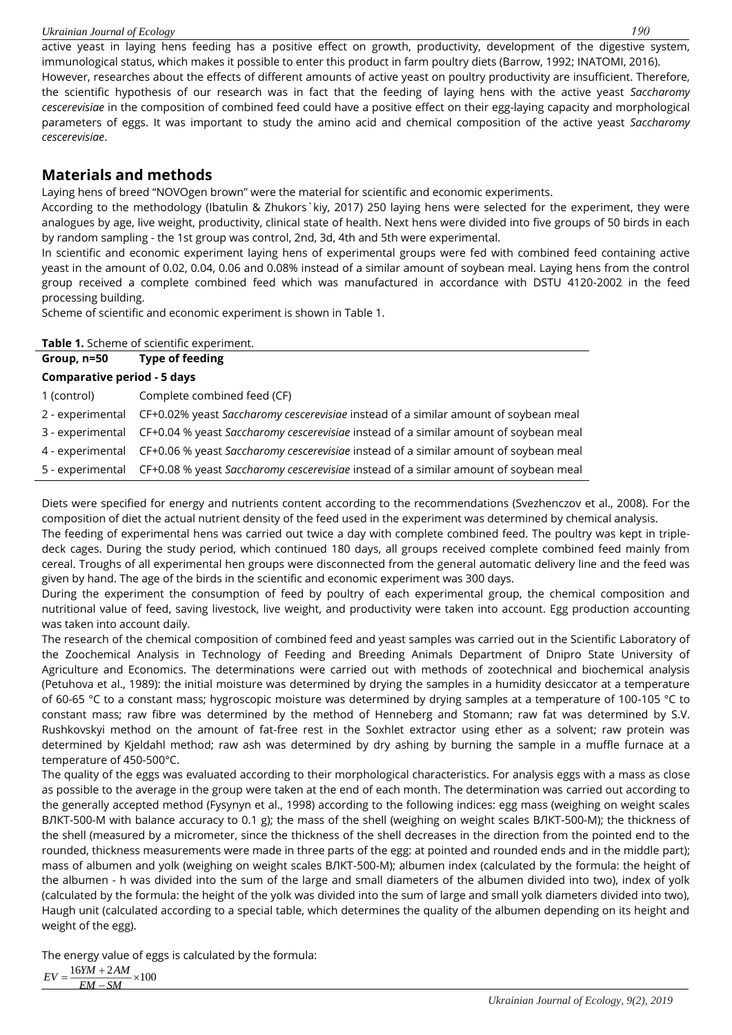active yeast in laying hens feeding has a positive effect on growth, productivity, development of the digestive system, immunological status, which makes it possible to enter this product in farm poultry diets (Barrow, 1992; INATOMI, 2016).
However, researches about the effects of different amounts of active yeast on poultry productivity are insufficient. Therefore, the scientific hypothesis of our research was in fact that the feeding of laying hens with the active yeast *Saccharomy cescerevisiae* in the composition of combined feed could have a positive effect on their egg-laying capacity and morphological parameters of eggs. It was important to study the amino acid and chemical composition of the active yeast *Saccharomy cescerevisiae*.

## Materials and methods

Laying hens of breed "NOVOgen brown" were the material for scientific and economic experiments.
According to the methodology (Ibatulin & Zhukors`kiy, 2017) 250 laying hens were selected for the experiment, they were analogues by age, live weight, productivity, clinical state of health. Next hens were divided into five groups of 50 birds in each by random sampling - the 1st group was control, 2nd, 3d, 4th and 5th were experimental.
In scientific and economic experiment laying hens of experimental groups were fed with combined feed containing active yeast in the amount of 0.02, 0.04, 0.06 and 0.08% instead of a similar amount of soybean meal. Laying hens from the control group received a complete combined feed which was manufactured in accordance with DSTU 4120-2002 in the feed processing building.
Scheme of scientific and economic experiment is shown in Table 1.

**Table 1.** Scheme of scientific experiment.

| Group, n=50 | Type of feeding |
|---|---|
| **Comparative period - 5 days** | |
| 1 (control) | Complete combined feed (CF) |
| 2 - experimental | CF+0.02% yeast *Saccharomy cescerevisiae* instead of a similar amount of soybean meal |
| 3 - experimental | CF+0.04 % yeast *Saccharomy cescerevisiae* instead of a similar amount of soybean meal |
| 4 - experimental | CF+0.06 % yeast *Saccharomy cescerevisiae* instead of a similar amount of soybean meal |
| 5 - experimental | CF+0.08 % yeast *Saccharomy cescerevisiae* instead of a similar amount of soybean meal |

Diets were specified for energy and nutrients content according to the recommendations (Svezhenczov et al., 2008). For the composition of diet the actual nutrient density of the feed used in the experiment was determined by chemical analysis.
The feeding of experimental hens was carried out twice a day with complete combined feed. The poultry was kept in triple-deck cages. During the study period, which continued 180 days, all groups received complete combined feed mainly from cereal. Troughs of all experimental hen groups were disconnected from the general automatic delivery line and the feed was given by hand. The age of the birds in the scientific and economic experiment was 300 days.
During the experiment the consumption of feed by poultry of each experimental group, the chemical composition and nutritional value of feed, saving livestock, live weight, and productivity were taken into account. Egg production accounting was taken into account daily.
The research of the chemical composition of combined feed and yeast samples was carried out in the Scientific Laboratory of the Zoochemical Analysis in Technology of Feeding and Breeding Animals Department of Dnipro State University of Agriculture and Economics. The determinations were carried out with methods of zootechnical and biochemical analysis (Petuhova et al., 1989): the initial moisture was determined by drying the samples in a humidity desiccator at a temperature of 60-65 °C to a constant mass; hygroscopic moisture was determined by drying samples at a temperature of 100-105 °C to constant mass; raw fibre was determined by the method of Henneberg and Stomann; raw fat was determined by S.V. Rushkovskyi method on the amount of fat-free rest in the Soxhlet extractor using ether as a solvent; raw protein was determined by Kjeldahl method; raw ash was determined by dry ashing by burning the sample in a muffle furnace at a temperature of 450-500°C.
The quality of the eggs was evaluated according to their morphological characteristics. For analysis eggs with a mass as close as possible to the average in the group were taken at the end of each month. The determination was carried out according to the generally accepted method (Fysynyn et al., 1998) according to the following indices: egg mass (weighing on weight scales ВЛКТ-500-М with balance accuracy to 0.1 g); the mass of the shell (weighing on weight scales ВЛКТ-500-М); the thickness of the shell (measured by a micrometer, since the thickness of the shell decreases in the direction from the pointed end to the rounded, thickness measurements were made in three parts of the egg: at pointed and rounded ends and in the middle part); mass of albumen and yolk (weighing on weight scales ВЛКТ-500-М); albumen index (calculated by the formula: the height of the albumen - h was divided into the sum of the large and small diameters of the albumen divided into two), index of yolk (calculated by the formula: the height of the yolk was divided into the sum of large and small yolk diameters divided into two), Haugh unit (calculated according to a special table, which determines the quality of the albumen depending on its height and weight of the egg).

The energy value of eggs is calculated by the formula:

$$EV = \frac{16YM + 2AM}{EM - SM} \times 100$$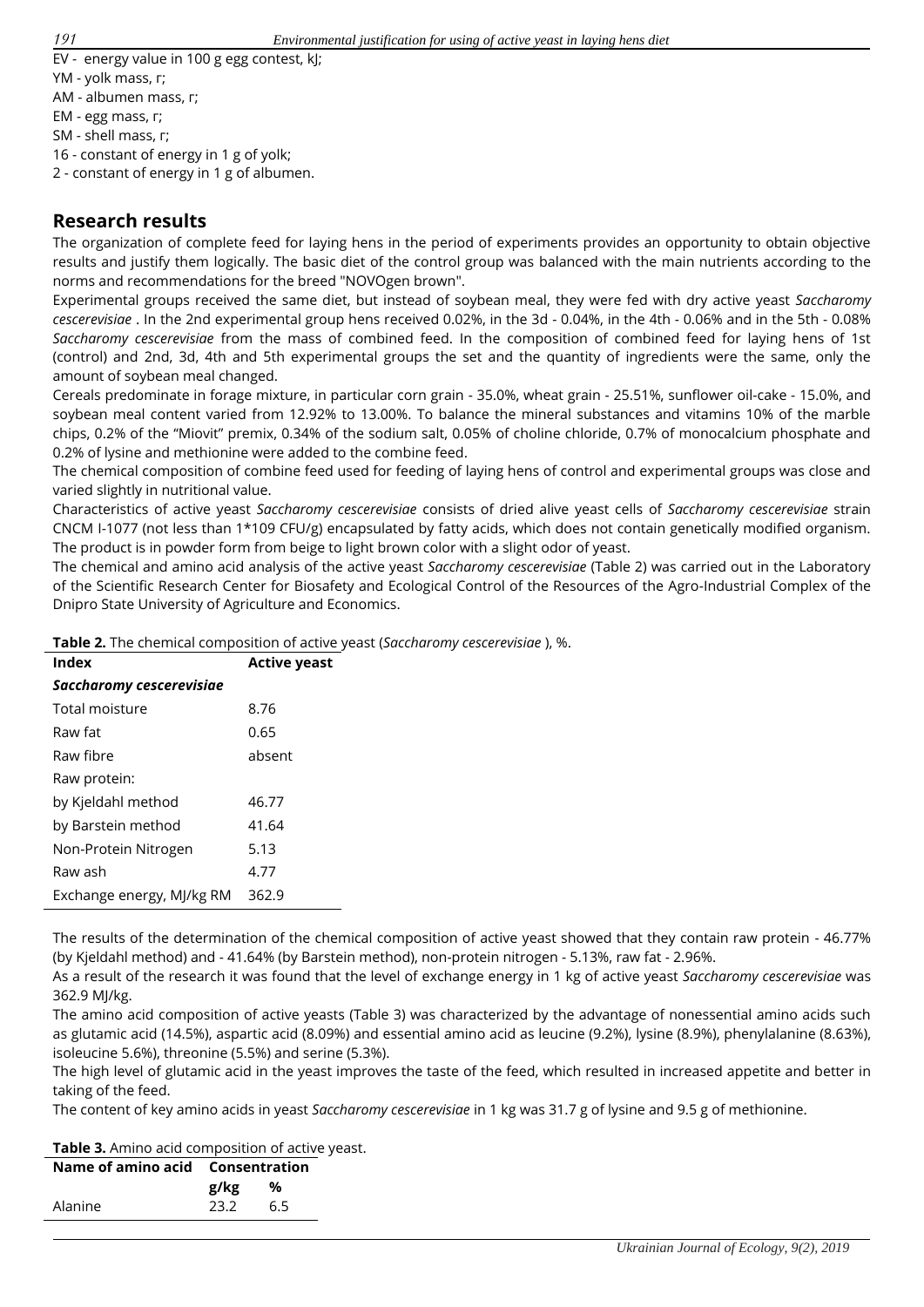EV - energy value in 100 g egg contest, kJ;
YM - yolk mass, г;
AM - albumen mass, г;
EM - egg mass, г;
SM - shell mass, г;
16 - constant of energy in 1 g of yolk;
2 - constant of energy in 1 g of albumen.

## Research results

The organization of complete feed for laying hens in the period of experiments provides an opportunity to obtain objective results and justify them logically. The basic diet of the control group was balanced with the main nutrients according to the norms and recommendations for the breed "NOVOgen brown".

Experimental groups received the same diet, but instead of soybean meal, they were fed with dry active yeast *Saccharomy cescerevisiae* . In the 2nd experimental group hens received 0.02%, in the 3d - 0.04%, in the 4th - 0.06% and in the 5th - 0.08% *Saccharomy cescerevisiae* from the mass of combined feed. In the composition of combined feed for laying hens of 1st (control) and 2nd, 3d, 4th and 5th experimental groups the set and the quantity of ingredients were the same, only the amount of soybean meal changed.

Cereals predominate in forage mixture, in particular corn grain - 35.0%, wheat grain - 25.51%, sunflower oil-cake - 15.0%, and soybean meal content varied from 12.92% to 13.00%. To balance the mineral substances and vitamins 10% of the marble chips, 0.2% of the "Miovit" premix, 0.34% of the sodium salt, 0.05% of choline chloride, 0.7% of monocalcium phosphate and 0.2% of lysine and methionine were added to the combine feed.

The chemical composition of combine feed used for feeding of laying hens of control and experimental groups was close and varied slightly in nutritional value.

Characteristics of active yeast *Saccharomy cescerevisiae* consists of dried alive yeast cells of *Saccharomy cescerevisiae* strain CNCM I-1077 (not less than 1*109 CFU/g) encapsulated by fatty acids, which does not contain genetically modified organism. The product is in powder form from beige to light brown color with a slight odor of yeast.

The chemical and amino acid analysis of the active yeast *Saccharomy cescerevisiae* (Table 2) was carried out in the Laboratory of the Scientific Research Center for Biosafety and Ecological Control of the Resources of the Agro-Industrial Complex of the Dnipro State University of Agriculture and Economics.

**Table 2.** The chemical composition of active yeast (*Saccharomy cescerevisiae* ), %.

| Index | Active yeast |
|---|---|
| ***Saccharomy cescerevisiae*** | |
| Total moisture | 8.76 |
| Raw fat | 0.65 |
| Raw fibre | absent |
| Raw protein: | |
| by Kjeldahl method | 46.77 |
| by Barstein method | 41.64 |
| Non-Protein Nitrogen | 5.13 |
| Raw ash | 4.77 |
| Exchange energy, MJ/kg RM | 362.9 |

The results of the determination of the chemical composition of active yeast showed that they contain raw protein - 46.77% (by Kjeldahl method) and - 41.64% (by Barstein method), non-protein nitrogen - 5.13%, raw fat - 2.96%.

As a result of the research it was found that the level of exchange energy in 1 kg of active yeast *Saccharomy cescerevisiae* was 362.9 MJ/kg.

The amino acid composition of active yeasts (Table 3) was characterized by the advantage of nonessential amino acids such as glutamic acid (14.5%), aspartic acid (8.09%) and essential amino acid as leucine (9.2%), lysine (8.9%), phenylalanine (8.63%), isoleucine 5.6%), threonine (5.5%) and serine (5.3%).

The high level of glutamic acid in the yeast improves the taste of the feed, which resulted in increased appetite and better in taking of the feed.

The content of key amino acids in yeast *Saccharomy cescerevisiae* in 1 kg was 31.7 g of lysine and 9.5 g of methionine.

**Table 3.** Amino acid composition of active yeast.

| Name of amino acid | Consentration | |
|---|---|---|
| | g/kg | % |
| Alanine | 23.2 | 6.5 |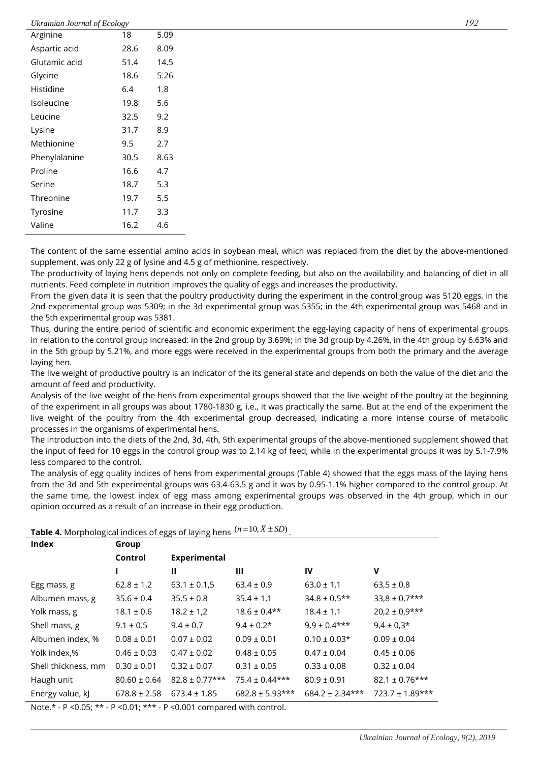| | | |
|---|---|---|
| Arginine | 18 | 5.09 |
| Aspartic acid | 28.6 | 8.09 |
| Glutamic acid | 51.4 | 14.5 |
| Glycine | 18.6 | 5.26 |
| Histidine | 6.4 | 1.8 |
| Isoleucine | 19.8 | 5.6 |
| Leucine | 32.5 | 9.2 |
| Lysine | 31.7 | 8.9 |
| Methionine | 9.5 | 2.7 |
| Phenylalanine | 30.5 | 8.63 |
| Proline | 16.6 | 4.7 |
| Serine | 18.7 | 5.3 |
| Threonine | 19.7 | 5.5 |
| Tyrosine | 11.7 | 3.3 |
| Valine | 16.2 | 4.6 |

The content of the same essential amino acids in soybean meal, which was replaced from the diet by the above-mentioned supplement, was only 22 g of lysine and 4.5 g of methionine, respectively.

The productivity of laying hens depends not only on complete feeding, but also on the availability and balancing of diet in all nutrients. Feed complete in nutrition improves the quality of eggs and increases the productivity.

From the given data it is seen that the poultry productivity during the experiment in the control group was 5120 eggs, in the 2nd experimental group was 5309; in the 3d experimental group was 5355; in the 4th experimental group was 5468 and in the 5th experimental group was 5381.

Thus, during the entire period of scientific and economic experiment the egg-laying capacity of hens of experimental groups in relation to the control group increased: in the 2nd group by 3.69%; in the 3d group by 4.26%, in the 4th group by 6.63% and in the 5th group by 5.21%, and more eggs were received in the experimental groups from both the primary and the average laying hen.

The live weight of productive poultry is an indicator of the its general state and depends on both the value of the diet and the amount of feed and productivity.

Analysis of the live weight of the hens from experimental groups showed that the live weight of the poultry at the beginning of the experiment in all groups was about 1780-1830 g, i.e., it was practically the same. But at the end of the experiment the live weight of the poultry from the 4th experimental group decreased, indicating a more intense course of metabolic processes in the organisms of experimental hens.

The introduction into the diets of the 2nd, 3d, 4th, 5th experimental groups of the above-mentioned supplement showed that the input of feed for 10 eggs in the control group was to 2.14 kg of feed, while in the experimental groups it was by 5.1-7.9% less compared to the control.

The analysis of egg quality indices of hens from experimental groups (Table 4) showed that the eggs mass of the laying hens from the 3d and 5th experimental groups was 63.4-63.5 g and it was by 0.95-1.1% higher compared to the control group. At the same time, the lowest index of egg mass among experimental groups was observed in the 4th group, which in our opinion occurred as a result of an increase in their egg production.

**Table 4.** Morphological indices of eggs of laying hens $(n=10, \bar{X} \pm SD)$.

| Index | Group | | | | |
|---|---|---|---|---|---|
| | Control | Experimental | | | |
| | I | II | III | IV | V |
| Egg mass, g | 62.8 ± 1.2 | 63.1 ± 0.1,5 | 63.4 ± 0.9 | 63.0 ± 1,1 | 63,5 ± 0,8 |
| Albumen mass, g | 35.6 ± 0.4 | 35.5 ± 0.8 | 35.4 ± 1,1 | 34.8 ± 0.5** | 33,8 ± 0,7*** |
| Yolk mass, g | 18.1 ± 0.6 | 18.2 ± 1,2 | 18.6 ± 0.4** | 18.4 ± 1,1 | 20,2 ± 0,9*** |
| Shell mass, g | 9.1 ± 0.5 | 9.4 ± 0.7 | 9.4 ± 0.2* | 9.9 ± 0.4*** | 9,4 ± 0,3* |
| Albumen index, % | 0.08 ± 0.01 | 0.07 ± 0.02 | 0.09 ± 0.01 | 0.10 ± 0.03* | 0.09 ± 0.04 |
| Yolk index,% | 0.46 ± 0.03 | 0.47 ± 0.02 | 0.48 ± 0.05 | 0.47 ± 0.04 | 0.45 ± 0.06 |
| Shell thickness, mm | 0.30 ± 0.01 | 0.32 ± 0.07 | 0.31 ± 0.05 | 0.33 ± 0.08 | 0.32 ± 0.04 |
| Haugh unit | 80.60 ± 0.64 | 82.8 ± 0.77*** | 75.4 ± 0.44*** | 80.9 ± 0.91 | 82.1 ± 0.76*** |
| Energy value, kJ | 678.8 ± 2.58 | 673.4 ± 1.85 | 682.8 ± 5.93*** | 684.2 ± 2.34*** | 723.7 ± 1.89*** |

Note.* - P <0.05; ** - P <0.01; *** - P <0.001 compared with control.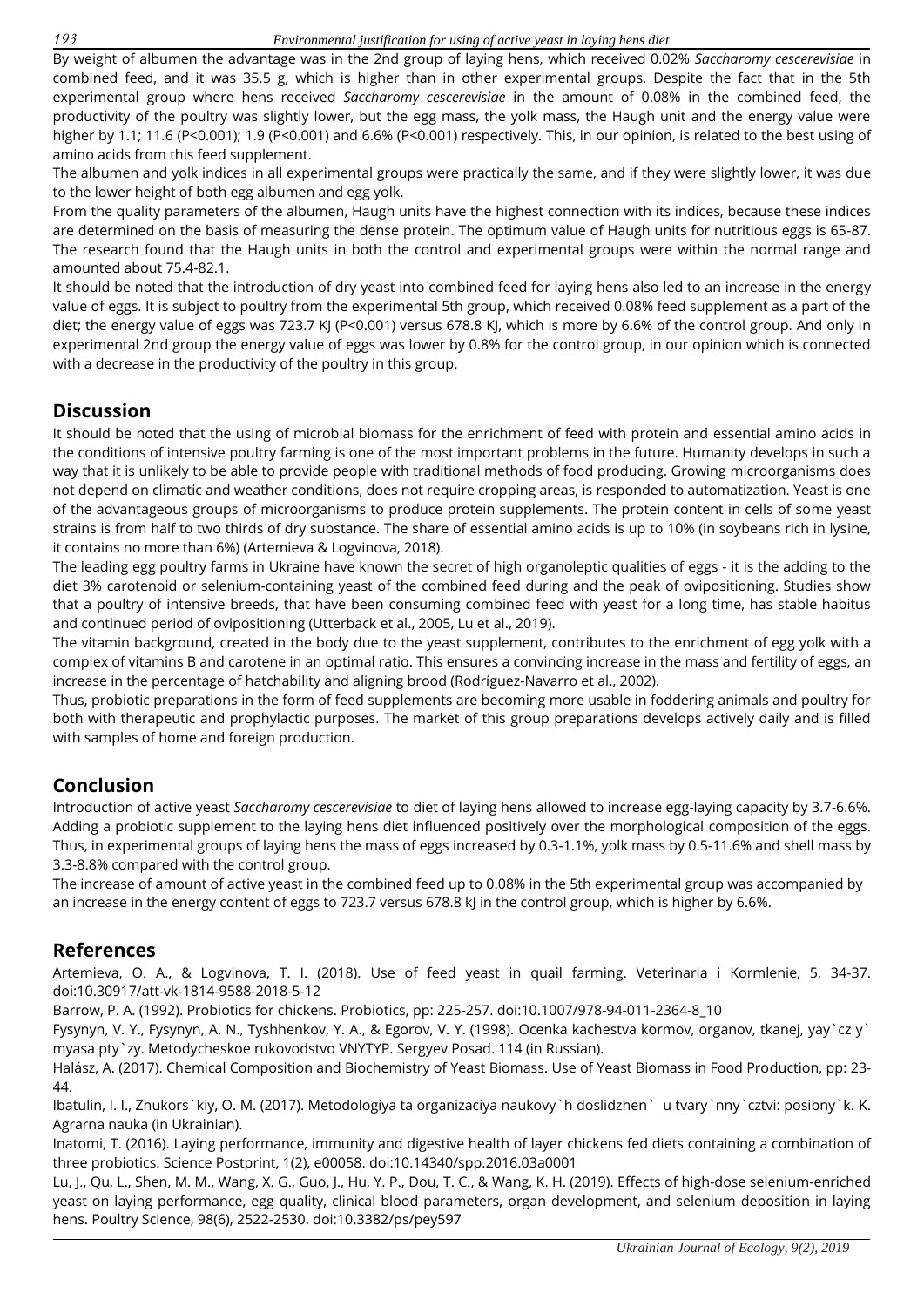By weight of albumen the advantage was in the 2nd group of laying hens, which received 0.02% *Saccharomy cescerevisiae* in combined feed, and it was 35.5 g, which is higher than in other experimental groups. Despite the fact that in the 5th experimental group where hens received *Saccharomy cescerevisiae* in the amount of 0.08% in the combined feed, the productivity of the poultry was slightly lower, but the egg mass, the yolk mass, the Haugh unit and the energy value were higher by 1.1; 11.6 (P<0.001); 1.9 (P<0.001) and 6.6% (P<0.001) respectively. This, in our opinion, is related to the best using of amino acids from this feed supplement.

The albumen and yolk indices in all experimental groups were practically the same, and if they were slightly lower, it was due to the lower height of both egg albumen and egg yolk.

From the quality parameters of the albumen, Haugh units have the highest connection with its indices, because these indices are determined on the basis of measuring the dense protein. The optimum value of Haugh units for nutritious eggs is 65-87. The research found that the Haugh units in both the control and experimental groups were within the normal range and amounted about 75.4-82.1.

It should be noted that the introduction of dry yeast into combined feed for laying hens also led to an increase in the energy value of eggs. It is subject to poultry from the experimental 5th group, which received 0.08% feed supplement as a part of the diet; the energy value of eggs was 723.7 KJ (P<0.001) versus 678.8 KJ, which is more by 6.6% of the control group. And only in experimental 2nd group the energy value of eggs was lower by 0.8% for the control group, in our opinion which is connected with a decrease in the productivity of the poultry in this group.

## Discussion

It should be noted that the using of microbial biomass for the enrichment of feed with protein and essential amino acids in the conditions of intensive poultry farming is one of the most important problems in the future. Humanity develops in such a way that it is unlikely to be able to provide people with traditional methods of food producing. Growing microorganisms does not depend on climatic and weather conditions, does not require cropping areas, is responded to automatization. Yeast is one of the advantageous groups of microorganisms to produce protein supplements. The protein content in cells of some yeast strains is from half to two thirds of dry substance. The share of essential amino acids is up to 10% (in soybeans rich in lysine, it contains no more than 6%) (Artemieva & Logvinova, 2018).

The leading egg poultry farms in Ukraine have known the secret of high organoleptic qualities of eggs - it is the adding to the diet 3% carotenoid or selenium-containing yeast of the combined feed during and the peak of ovipositioning. Studies show that a poultry of intensive breeds, that have been consuming combined feed with yeast for a long time, has stable habitus and continued period of ovipositioning (Utterback et al., 2005, Lu et al., 2019).

The vitamin background, created in the body due to the yeast supplement, contributes to the enrichment of egg yolk with a complex of vitamins B and carotene in an optimal ratio. This ensures a convincing increase in the mass and fertility of eggs, an increase in the percentage of hatchability and aligning brood (Rodríguez-Navarro et al., 2002).

Thus, probiotic preparations in the form of feed supplements are becoming more usable in foddering animals and poultry for both with therapeutic and prophylactic purposes. The market of this group preparations develops actively daily and is filled with samples of home and foreign production.

## Conclusion

Introduction of active yeast *Saccharomy cescerevisiae* to diet of laying hens allowed to increase egg-laying capacity by 3.7-6.6%. Adding a probiotic supplement to the laying hens diet influenced positively over the morphological composition of the eggs. Thus, in experimental groups of laying hens the mass of eggs increased by 0.3-1.1%, yolk mass by 0.5-11.6% and shell mass by 3.3-8.8% compared with the control group.

The increase of amount of active yeast in the combined feed up to 0.08% in the 5th experimental group was accompanied by an increase in the energy content of eggs to 723.7 versus 678.8 kJ in the control group, which is higher by 6.6%.

## References

Artemieva, O. A., & Logvinova, T. I. (2018). Use of feed yeast in quail farming. Veterinaria i Kormlenie, 5, 34-37. doi:10.30917/att-vk-1814-9588-2018-5-12

Barrow, P. A. (1992). Probiotics for chickens. Probiotics, pp: 225-257. doi:10.1007/978-94-011-2364-8_10

Fysynyn, V. Y., Fysynyn, A. N., Tyshhenkov, Y. A., & Egorov, V. Y. (1998). Ocenka kachestva kormov, organov, tkanej, yay`cz y` myasa pty`zy. Metodycheskoe rukovodstvo VNYTYP. Sergyev Posad. 114 (in Russian).

Halász, A. (2017). Chemical Composition and Biochemistry of Yeast Biomass. Use of Yeast Biomass in Food Production, pp: 23-44.

Ibatulin, I. I., Zhukors`kiy, O. M. (2017). Metodologiya ta organizaciya naukovy`h doslidzhen` u tvary`nny`cztvi: posibny`k. K. Agrarna nauka (in Ukrainian).

Inatomi, T. (2016). Laying performance, immunity and digestive health of layer chickens fed diets containing a combination of three probiotics. Science Postprint, 1(2), e00058. doi:10.14340/spp.2016.03a0001

Lu, J., Qu, L., Shen, M. M., Wang, X. G., Guo, J., Hu, Y. P., Dou, T. C., & Wang, K. H. (2019). Effects of high-dose selenium-enriched yeast on laying performance, egg quality, clinical blood parameters, organ development, and selenium deposition in laying hens. Poultry Science, 98(6), 2522-2530. doi:10.3382/ps/pey597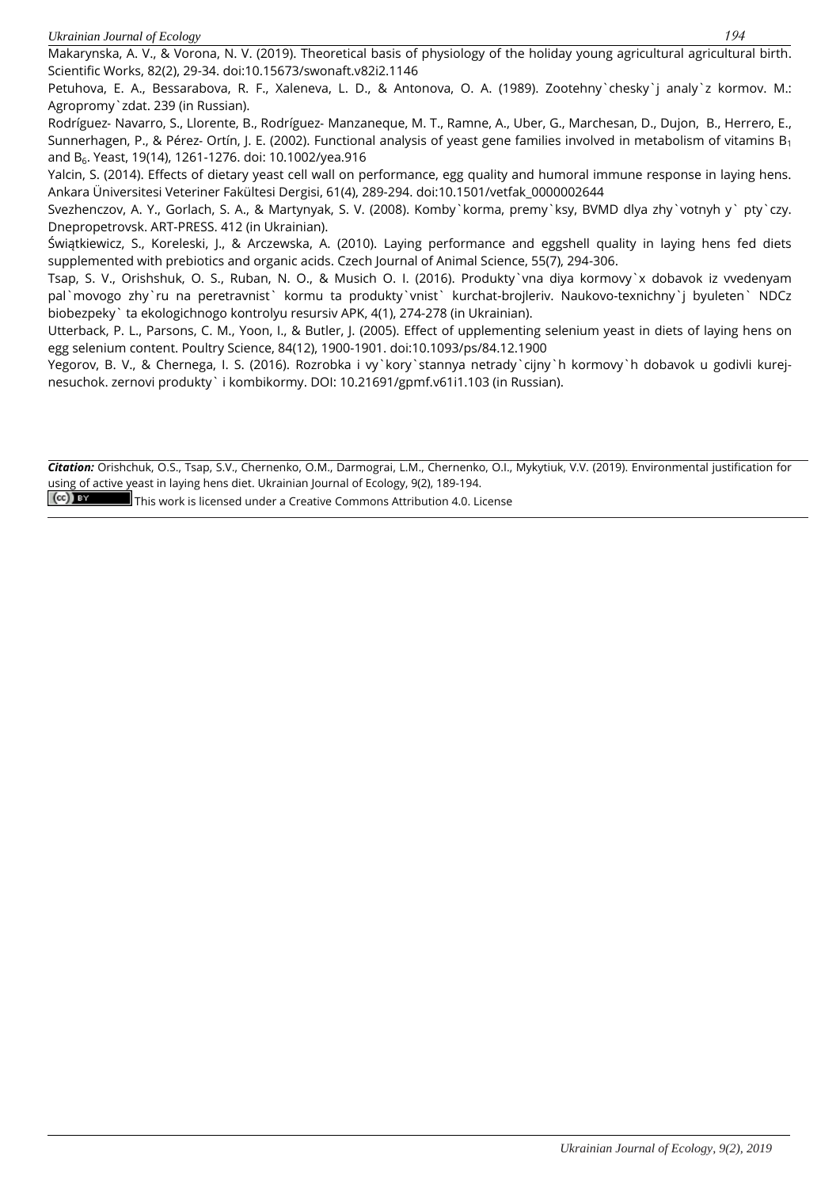Makarynska, A. V., & Vorona, N. V. (2019). Theoretical basis of physiology of the holiday young agricultural agricultural birth. Scientific Works, 82(2), 29-34. doi:10.15673/swonaft.v82i2.1146

Petuhova, E. A., Bessarabova, R. F., Xaleneva, L. D., & Antonova, O. A. (1989). Zootehny`chesky`j analy`z kormov. M.: Agropromy`zdat. 239 (in Russian).

Rodríguez- Navarro, S., Llorente, B., Rodríguez- Manzaneque, M. T., Ramne, A., Uber, G., Marchesan, D., Dujon, B., Herrero, E., Sunnerhagen, P., & Pérez- Ortín, J. E. (2002). Functional analysis of yeast gene families involved in metabolism of vitamins $B_1$ and $B_6$. Yeast, 19(14), 1261-1276. doi: 10.1002/yea.916

Yalcin, S. (2014). Effects of dietary yeast cell wall on performance, egg quality and humoral immune response in laying hens. Ankara Üniversitesi Veteriner Fakültesi Dergisi, 61(4), 289-294. doi:10.1501/vetfak_0000002644

Svezhenczov, A. Y., Gorlach, S. A., & Martynyak, S. V. (2008). Komby`korma, premy`ksy, BVMD dlya zhy`votnyh y` pty`czy. Dnepropetrovsk. ART-PRESS. 412 (in Ukrainian).

Świątkiewicz, S., Koreleski, J., & Arczewska, A. (2010). Laying performance and eggshell quality in laying hens fed diets supplemented with prebiotics and organic acids. Czech Journal of Animal Science, 55(7), 294-306.

Tsap, S. V., Orishshuk, O. S., Ruban, N. O., & Musich O. I. (2016). Produkty`vna diya kormovy`x dobavok iz vvedenyam pal`movogo zhy`ru na peretravnist` kormu ta produkty`vnist` kurchat-brojleriv. Naukovo-texnichny`j byuleten` NDCz biobezpeky` ta ekologichnogo kontrolyu resursiv APK, 4(1), 274-278 (in Ukrainian).

Utterback, P. L., Parsons, C. M., Yoon, I., & Butler, J. (2005). Effect of upplementing selenium yeast in diets of laying hens on egg selenium content. Poultry Science, 84(12), 1900-1901. doi:10.1093/ps/84.12.1900

Yegorov, B. V., & Chernega, I. S. (2016). Rozrobka i vy`kory`stannya netrady`cijny`h kormovy`h dobavok u godivli kurej-nesuchok. zernovi produkty` i kombikormy. DOI: 10.21691/gpmf.v61i1.103 (in Russian).

***Citation:*** Orishchuk, O.S., Tsap, S.V., Chernenko, O.M., Darmograi, L.M., Chernenko, O.I., Mykytiuk, V.V. (2019). Environmental justification for using of active yeast in laying hens diet. Ukrainian Journal of Ecology, 9(2), 189-194.

This work is licensed under a Creative Commons Attribution 4.0. License